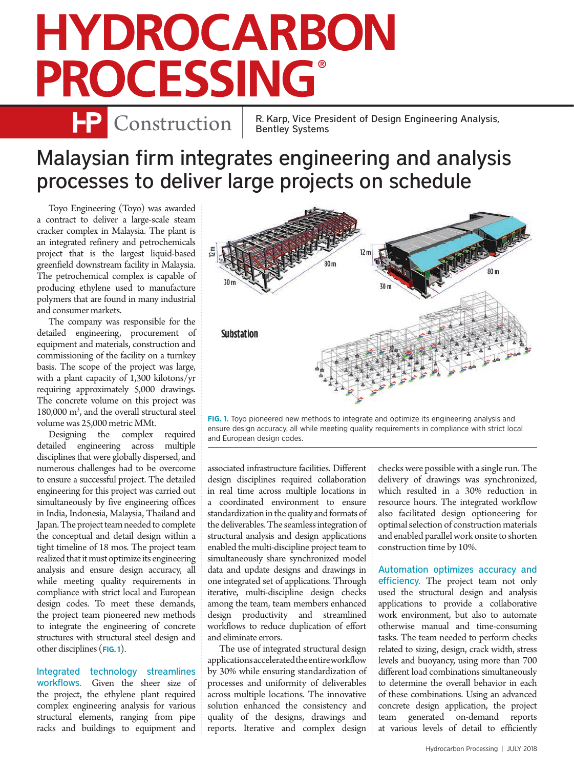# HYDROCARBON PROCESSING®

## HP Construction

R. Karp, Vice President of Design Engineering Analysis, Bentley Systems

# Malaysian firm integrates engineering and analysis processes to deliver large projects on schedule

Toyo Engineering (Toyo) was awarded a contract to deliver a large-scale steam cracker complex in Malaysia. The plant is an integrated refinery and petrochemicals project that is the largest liquid-based greenfield downstream facility in Malaysia. The petrochemical complex is capable of producing ethylene used to manufacture polymers that are found in many industrial and consumer markets.

The company was responsible for the detailed engineering, procurement of equipment and materials, construction and commissioning of the facility on a turnkey basis. The scope of the project was large, with a plant capacity of 1,300 kilotons/yr requiring approximately 5,000 drawings. The concrete volume on this project was 180,000 m$^3$, and the overall structural steel volume was 25,000 metric MMt.

Designing the complex required detailed engineering across multiple disciplines that were globally dispersed, and numerous challenges had to be overcome to ensure a successful project. The detailed engineering for this project was carried out simultaneously by five engineering offices in India, Indonesia, Malaysia, Thailand and Japan. The project team needed to complete the conceptual and detail design within a tight timeline of 18 mos. The project team realized that it must optimize its engineering analysis and ensure design accuracy, all while meeting quality requirements in compliance with strict local and European design codes. To meet these demands, the project team pioneered new methods to integrate the engineering of concrete structures with structural steel design and other disciplines (**FIG. 1**).

**FIG. 1.** Toyo pioneered new methods to integrate and optimize its engineering analysis and ensure design accuracy, all while meeting quality requirements in compliance with strict local and European design codes.

**Integrated technology streamlines workflows.** Given the sheer size of the project, the ethylene plant required complex engineering analysis for various structural elements, ranging from pipe racks and buildings to equipment and associated infrastructure facilities. Different design disciplines required collaboration in real time across multiple locations in a coordinated environment to ensure standardization in the quality and formats of the deliverables. The seamless integration of structural analysis and design applications enabled the multi-discipline project team to simultaneously share synchronized model data and update designs and drawings in one integrated set of applications. Through iterative, multi-discipline design checks among the team, team members enhanced design productivity and streamlined workflows to reduce duplication of effort and eliminate errors.

The use of integrated structural design applications accelerated the entire workflow by 30% while ensuring standardization of processes and uniformity of deliverables across multiple locations. The innovative solution enhanced the consistency and quality of the designs, drawings and reports. Iterative and complex design checks were possible with a single run. The delivery of drawings was synchronized, which resulted in a 30% reduction in resource hours. The integrated workflow also facilitated design optioneering for optimal selection of construction materials and enabled parallel work onsite to shorten construction time by 10%.

**Automation optimizes accuracy and efficiency.** The project team not only used the structural design and analysis applications to provide a collaborative work environment, but also to automate otherwise manual and time-consuming tasks. The team needed to perform checks related to sizing, design, crack width, stress levels and buoyancy, using more than 700 different load combinations simultaneously to determine the overall behavior in each of these combinations. Using an advanced concrete design application, the project team generated on-demand reports at various levels of detail to efficiently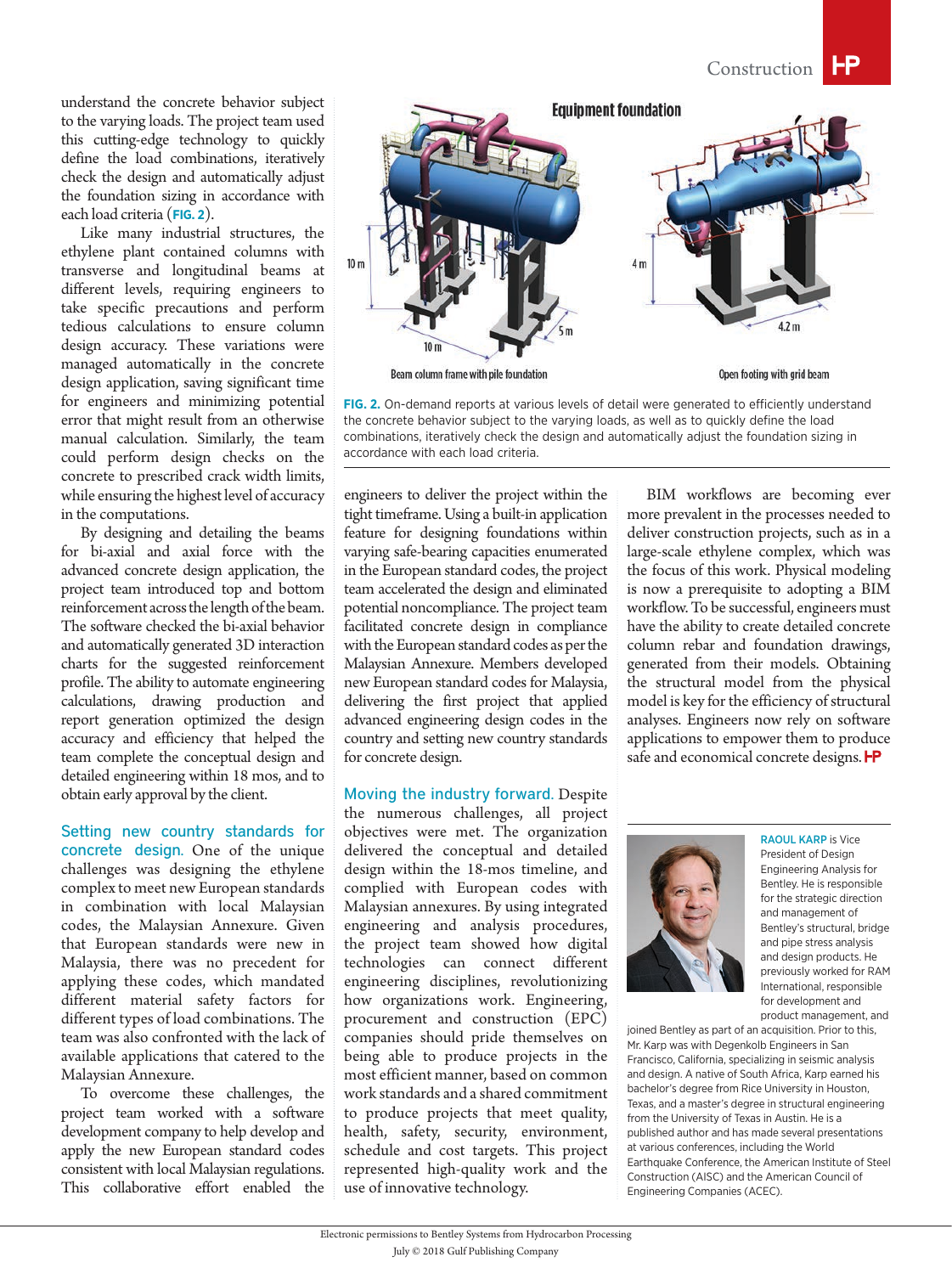understand the concrete behavior subject to the varying loads. The project team used this cutting-edge technology to quickly define the load combinations, iteratively check the design and automatically adjust the foundation sizing in accordance with each load criteria (**FIG. 2**).

Like many industrial structures, the ethylene plant contained columns with transverse and longitudinal beams at different levels, requiring engineers to take specific precautions and perform tedious calculations to ensure column design accuracy. These variations were managed automatically in the concrete design application, saving significant time for engineers and minimizing potential error that might result from an otherwise manual calculation. Similarly, the team could perform design checks on the concrete to prescribed crack width limits, while ensuring the highest level of accuracy in the computations.

By designing and detailing the beams for bi-axial and axial force with the advanced concrete design application, the project team introduced top and bottom reinforcement across the length of the beam. The software checked the bi-axial behavior and automatically generated 3D interaction charts for the suggested reinforcement profile. The ability to automate engineering calculations, drawing production and report generation optimized the design accuracy and efficiency that helped the team complete the conceptual design and detailed engineering within 18 mos, and to obtain early approval by the client.

Equipment foundation

10 m

10 m

5 m

Beam column frame with pile foundation

4 m

4.2 m

Open footing with grid beam

**FIG. 2.** On-demand reports at various levels of detail were generated to efficiently understand the concrete behavior subject to the varying loads, as well as to quickly define the load combinations, iteratively check the design and automatically adjust the foundation sizing in accordance with each load criteria.

**Setting new country standards for concrete design.** One of the unique challenges was designing the ethylene complex to meet new European standards in combination with local Malaysian codes, the Malaysian Annexure. Given that European standards were new in Malaysia, there was no precedent for applying these codes, which mandated different material safety factors for different types of load combinations. The team was also confronted with the lack of available applications that catered to the Malaysian Annexure.

To overcome these challenges, the project team worked with a software development company to help develop and apply the new European standard codes consistent with local Malaysian regulations. This collaborative effort enabled the engineers to deliver the project within the tight timeframe. Using a built-in application feature for designing foundations within varying safe-bearing capacities enumerated in the European standard codes, the project team accelerated the design and eliminated potential noncompliance. The project team facilitated concrete design in compliance with the European standard codes as per the Malaysian Annexure. Members developed new European standard codes for Malaysia, delivering the first project that applied advanced engineering design codes in the country and setting new country standards for concrete design.

**Moving the industry forward.** Despite the numerous challenges, all project objectives were met. The organization delivered the conceptual and detailed design within the 18-mos timeline, and complied with European codes with Malaysian annexures. By using integrated engineering and analysis procedures, the project team showed how digital technologies can connect different engineering disciplines, revolutionizing how organizations work. Engineering, procurement and construction (EPC) companies should pride themselves on being able to produce projects in the most efficient manner, based on common work standards and a shared commitment to produce projects that meet quality, health, safety, security, environment, schedule and cost targets. This project represented high-quality work and the use of innovative technology.

BIM workflows are becoming ever more prevalent in the processes needed to deliver construction projects, such as in a large-scale ethylene complex, which was the focus of this work. Physical modeling is now a prerequisite to adopting a BIM workflow. To be successful, engineers must have the ability to create detailed concrete column rebar and foundation drawings, generated from their models. Obtaining the structural model from the physical model is key for the efficiency of structural analyses. Engineers now rely on software applications to empower them to produce safe and economical concrete designs.

**RAOUL KARP** is Vice President of Design Engineering Analysis for Bentley. He is responsible for the strategic direction and management of Bentley's structural, bridge and pipe stress analysis and design products. He previously worked for RAM International, responsible for development and product management, and joined Bentley as part of an acquisition. Prior to this, Mr. Karp was with Degenkolb Engineers in San Francisco, California, specializing in seismic analysis and design. A native of South Africa, Karp earned his bachelor's degree from Rice University in Houston, Texas, and a master's degree in structural engineering from the University of Texas in Austin. He is a published author and has made several presentations at various conferences, including the World Earthquake Conference, the American Institute of Steel Construction (AISC) and the American Council of Engineering Companies (ACEC).

Electronic permissions to Bentley Systems from Hydrocarbon Processing
July © 2018 Gulf Publishing Company